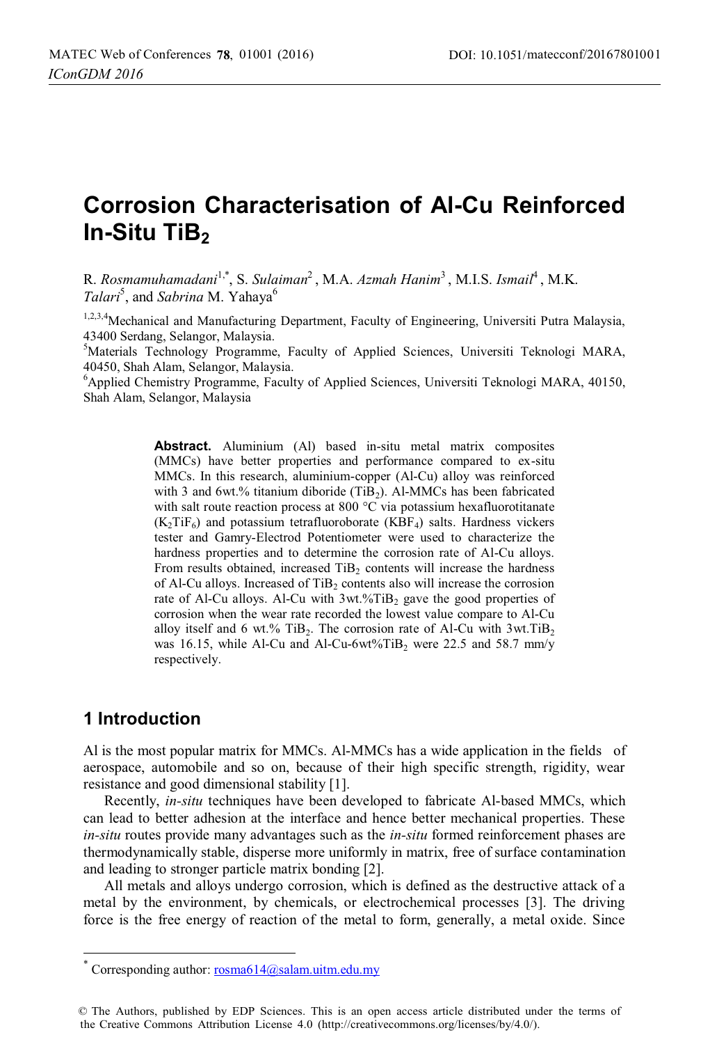# Corrosion Characterisation of Al-Cu Reinforced In-Situ $TiB_2$

R. *Rosmamuhamadani*[1,*], S. *Sulaiman*[2], M.A. *Azmah Hanim*[3], M.I.S. *Ismail*[4], M.K. *Talari*[5], and *Sabrina* M. Yahaya[6]

[1,2,3,4]Mechanical and Manufacturing Department, Faculty of Engineering, Universiti Putra Malaysia, 43400 Serdang, Selangor, Malaysia.

[5]Materials Technology Programme, Faculty of Applied Sciences, Universiti Teknologi MARA, 40450, Shah Alam, Selangor, Malaysia.

[6]Applied Chemistry Programme, Faculty of Applied Sciences, Universiti Teknologi MARA, 40150, Shah Alam, Selangor, Malaysia

**Abstract.** Aluminium (Al) based in-situ metal matrix composites (MMCs) have better properties and performance compared to ex-situ MMCs. In this research, aluminium-copper (Al-Cu) alloy was reinforced with 3 and 6wt.% titanium diboride ($TiB_2$). Al-MMCs has been fabricated with salt route reaction process at 800 °C via potassium hexafluorotitanate ($K_2TiF_6$) and potassium tetrafluoroborate ($KBF_4$) salts. Hardness vickers tester and Gamry-Electrod Potentiometer were used to characterize the hardness properties and to determine the corrosion rate of Al-Cu alloys. From results obtained, increased $TiB_2$ contents will increase the hardness of Al-Cu alloys. Increased of $TiB_2$ contents also will increase the corrosion rate of Al-Cu alloys. Al-Cu with 3wt.%$TiB_2$ gave the good properties of corrosion when the wear rate recorded the lowest value compare to Al-Cu alloy itself and 6 wt.% $TiB_2$. The corrosion rate of Al-Cu with 3wt.$TiB_2$ was 16.15, while Al-Cu and Al-Cu-6wt%$TiB_2$ were 22.5 and 58.7 mm/y respectively.

## 1 Introduction

Al is the most popular matrix for MMCs. Al-MMCs has a wide application in the fields of aerospace, automobile and so on, because of their high specific strength, rigidity, wear resistance and good dimensional stability [1].

Recently, *in-situ* techniques have been developed to fabricate Al-based MMCs, which can lead to better adhesion at the interface and hence better mechanical properties. These *in-situ* routes provide many advantages such as the *in-situ* formed reinforcement phases are thermodynamically stable, disperse more uniformly in matrix, free of surface contamination and leading to stronger particle matrix bonding [2].

All metals and alloys undergo corrosion, which is defined as the destructive attack of a metal by the environment, by chemicals, or electrochemical processes [3]. The driving force is the free energy of reaction of the metal to form, generally, a metal oxide. Since

* Corresponding author: rosma614@salam.uitm.edu.my

© The Authors, published by EDP Sciences. This is an open access article distributed under the terms of the Creative Commons Attribution License 4.0 (http://creativecommons.org/licenses/by/4.0/).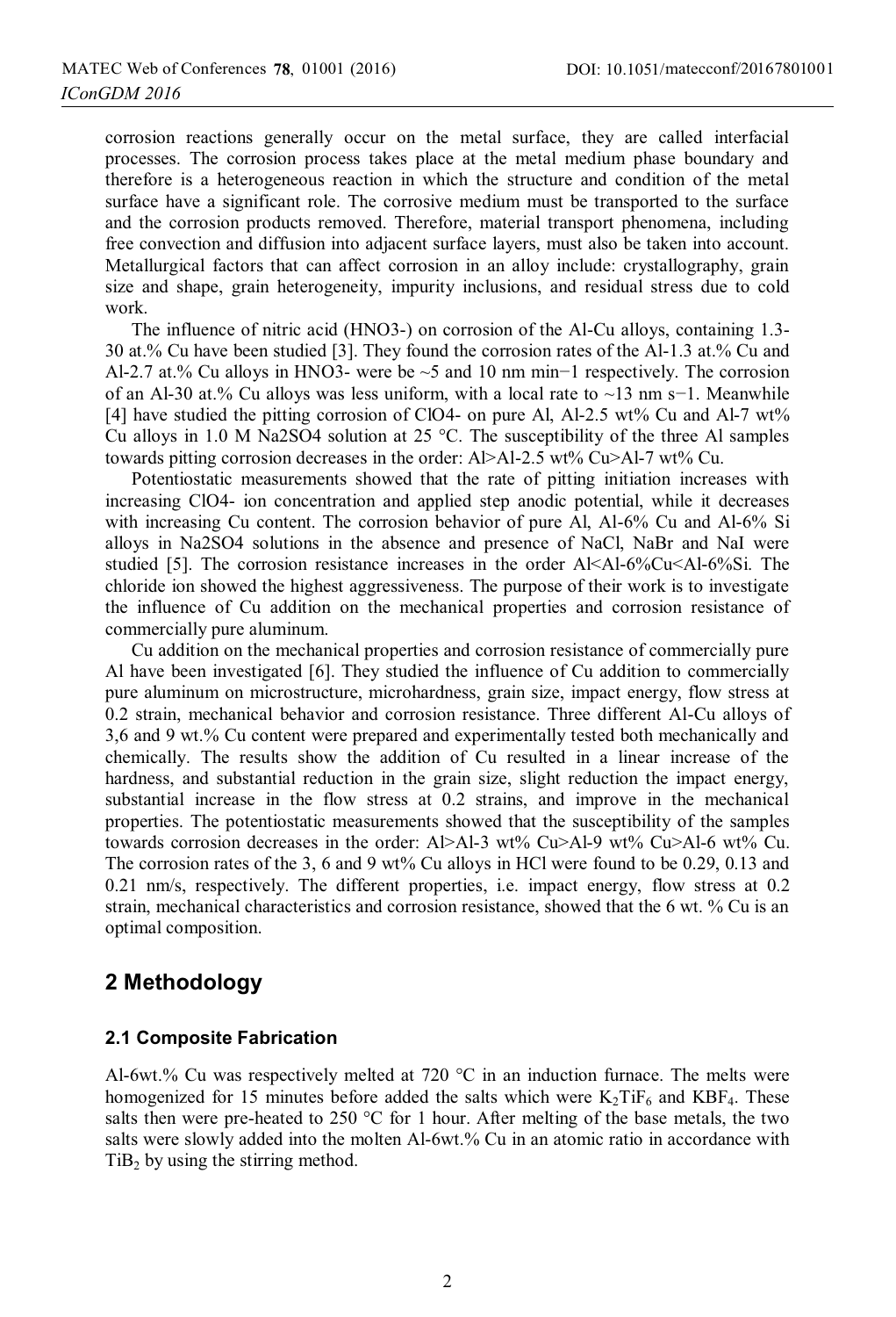corrosion reactions generally occur on the metal surface, they are called interfacial processes. The corrosion process takes place at the metal medium phase boundary and therefore is a heterogeneous reaction in which the structure and condition of the metal surface have a significant role. The corrosive medium must be transported to the surface and the corrosion products removed. Therefore, material transport phenomena, including free convection and diffusion into adjacent surface layers, must also be taken into account. Metallurgical factors that can affect corrosion in an alloy include: crystallography, grain size and shape, grain heterogeneity, impurity inclusions, and residual stress due to cold work.

The influence of nitric acid ($HNO3^-$) on corrosion of the Al-Cu alloys, containing 1.3-30 at.% Cu have been studied [3]. They found the corrosion rates of the Al-1.3 at.% Cu and Al-2.7 at.% Cu alloys in $HNO3^-$ were be ~5 and 10 nm $min^{-1}$ respectively. The corrosion of an Al-30 at.% Cu alloys was less uniform, with a local rate to ~13 nm $s^{-1}$. Meanwhile [4] have studied the pitting corrosion of $ClO4^-$ on pure Al, Al-2.5 wt% Cu and Al-7 wt% Cu alloys in 1.0 M Na2SO4 solution at 25 °C. The susceptibility of the three Al samples towards pitting corrosion decreases in the order: Al>Al-2.5 wt% Cu>Al-7 wt% Cu.

Potentiostatic measurements showed that the rate of pitting initiation increases with increasing $ClO4^-$ ion concentration and applied step anodic potential, while it decreases with increasing Cu content. The corrosion behavior of pure Al, Al-6% Cu and Al-6% Si alloys in Na2SO4 solutions in the absence and presence of NaCl, NaBr and NaI were studied [5]. The corrosion resistance increases in the order Al<Al-6%Cu<Al-6%Si. The chloride ion showed the highest aggressiveness. The purpose of their work is to investigate the influence of Cu addition on the mechanical properties and corrosion resistance of commercially pure aluminum.

Cu addition on the mechanical properties and corrosion resistance of commercially pure Al have been investigated [6]. They studied the influence of Cu addition to commercially pure aluminum on microstructure, microhardness, grain size, impact energy, flow stress at 0.2 strain, mechanical behavior and corrosion resistance. Three different Al-Cu alloys of 3,6 and 9 wt.% Cu content were prepared and experimentally tested both mechanically and chemically. The results show the addition of Cu resulted in a linear increase of the hardness, and substantial reduction in the grain size, slight reduction the impact energy, substantial increase in the flow stress at 0.2 strains, and improve in the mechanical properties. The potentiostatic measurements showed that the susceptibility of the samples towards corrosion decreases in the order: Al>Al-3 wt% Cu>Al-9 wt% Cu>Al-6 wt% Cu. The corrosion rates of the 3, 6 and 9 wt% Cu alloys in HCl were found to be 0.29, 0.13 and 0.21 nm/s, respectively. The different properties, i.e. impact energy, flow stress at 0.2 strain, mechanical characteristics and corrosion resistance, showed that the 6 wt. % Cu is an optimal composition.

## 2 Methodology

### 2.1 Composite Fabrication

Al-6wt.% Cu was respectively melted at 720 °C in an induction furnace. The melts were homogenized for 15 minutes before added the salts which were $K_2TiF_6$ and $KBF_4$. These salts then were pre-heated to 250 °C for 1 hour. After melting of the base metals, the two salts were slowly added into the molten Al-6wt.% Cu in an atomic ratio in accordance with $TiB_2$ by using the stirring method.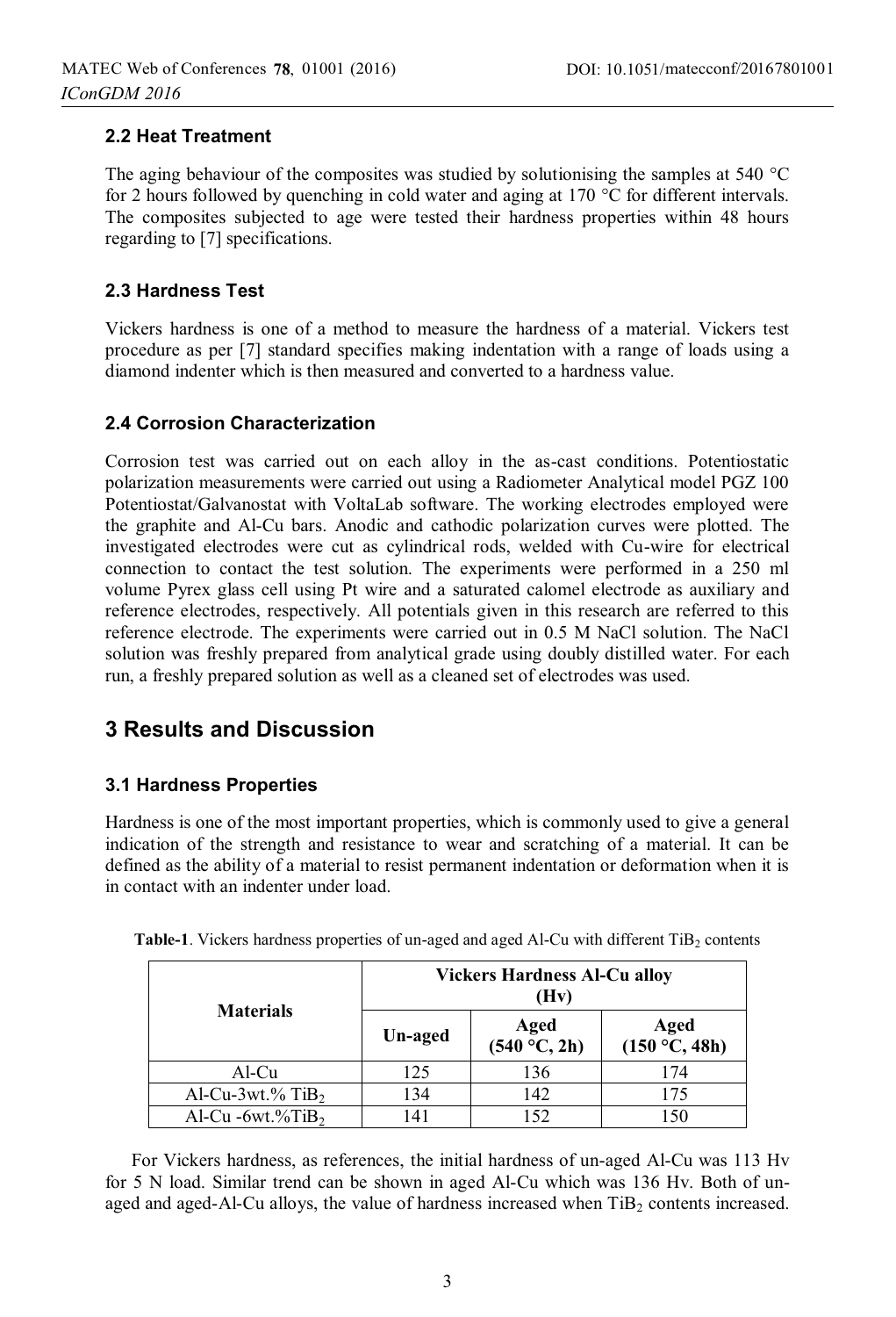### 2.2 Heat Treatment

The aging behaviour of the composites was studied by solutionising the samples at 540 °C for 2 hours followed by quenching in cold water and aging at 170 °C for different intervals. The composites subjected to age were tested their hardness properties within 48 hours regarding to [7] specifications.

### 2.3 Hardness Test

Vickers hardness is one of a method to measure the hardness of a material. Vickers test procedure as per [7] standard specifies making indentation with a range of loads using a diamond indenter which is then measured and converted to a hardness value.

### 2.4 Corrosion Characterization

Corrosion test was carried out on each alloy in the as-cast conditions. Potentiostatic polarization measurements were carried out using a Radiometer Analytical model PGZ 100 Potentiostat/Galvanostat with VoltaLab software. The working electrodes employed were the graphite and Al-Cu bars. Anodic and cathodic polarization curves were plotted. The investigated electrodes were cut as cylindrical rods, welded with Cu-wire for electrical connection to contact the test solution. The experiments were performed in a 250 ml volume Pyrex glass cell using Pt wire and a saturated calomel electrode as auxiliary and reference electrodes, respectively. All potentials given in this research are referred to this reference electrode. The experiments were carried out in 0.5 M NaCl solution. The NaCl solution was freshly prepared from analytical grade using doubly distilled water. For each run, a freshly prepared solution as well as a cleaned set of electrodes was used.

## 3 Results and Discussion

### 3.1 Hardness Properties

Hardness is one of the most important properties, which is commonly used to give a general indication of the strength and resistance to wear and scratching of a material. It can be defined as the ability of a material to resist permanent indentation or deformation when it is in contact with an indenter under load.

**Table-1**. Vickers hardness properties of un-aged and aged Al-Cu with different $TiB_2$ contents

| Materials | Vickers Hardness Al-Cu alloy (Hv) | | |
|---|---|---|---|
| | Un-aged | Aged (540 °C, 2h) | Aged (150 °C, 48h) |
| Al-Cu | 125 | 136 | 174 |
| Al-Cu-3wt.% $TiB_2$ | 134 | 142 | 175 |
| Al-Cu -6wt.% $TiB_2$ | 141 | 152 | 150 |

For Vickers hardness, as references, the initial hardness of un-aged Al-Cu was 113 Hv for 5 N load. Similar trend can be shown in aged Al-Cu which was 136 Hv. Both of un-aged and aged-Al-Cu alloys, the value of hardness increased when $TiB_2$ contents increased.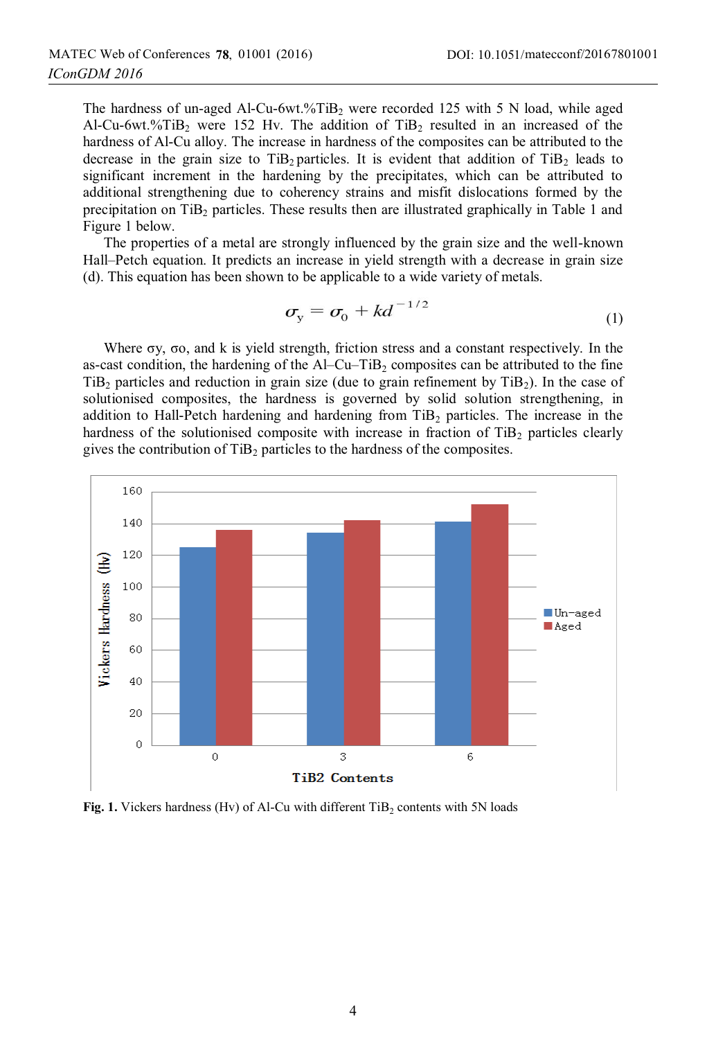The hardness of un-aged Al-Cu-6wt.%$TiB_2$ were recorded 125 with 5 N load, while aged Al-Cu-6wt.%$TiB_2$ were 152 Hv. The addition of $TiB_2$ resulted in an increased of the hardness of Al-Cu alloy. The increase in hardness of the composites can be attributed to the decrease in the grain size to $TiB_2$ particles. It is evident that addition of $TiB_2$ leads to significant increment in the hardening by the precipitates, which can be attributed to additional strengthening due to coherency strains and misfit dislocations formed by the precipitation on $TiB_2$ particles. These results then are illustrated graphically in Table 1 and Figure 1 below.

The properties of a metal are strongly influenced by the grain size and the well-known Hall–Petch equation. It predicts an increase in yield strength with a decrease in grain size (d). This equation has been shown to be applicable to a wide variety of metals.

$$\sigma_y = \sigma_0 + kd^{-1/2} \tag{1}$$

Where σy, σo, and k is yield strength, friction stress and a constant respectively. In the as-cast condition, the hardening of the Al–Cu–$TiB_2$ composites can be attributed to the fine $TiB_2$ particles and reduction in grain size (due to grain refinement by $TiB_2$). In the case of solutionised composites, the hardness is governed by solid solution strengthening, in addition to Hall-Petch hardening and hardening from $TiB_2$ particles. The increase in the hardness of the solutionised composite with increase in fraction of $TiB_2$ particles clearly gives the contribution of $TiB_2$ particles to the hardness of the composites.

**Fig. 1.** Vickers hardness (Hv) of Al-Cu with different $TiB_2$ contents with 5N loads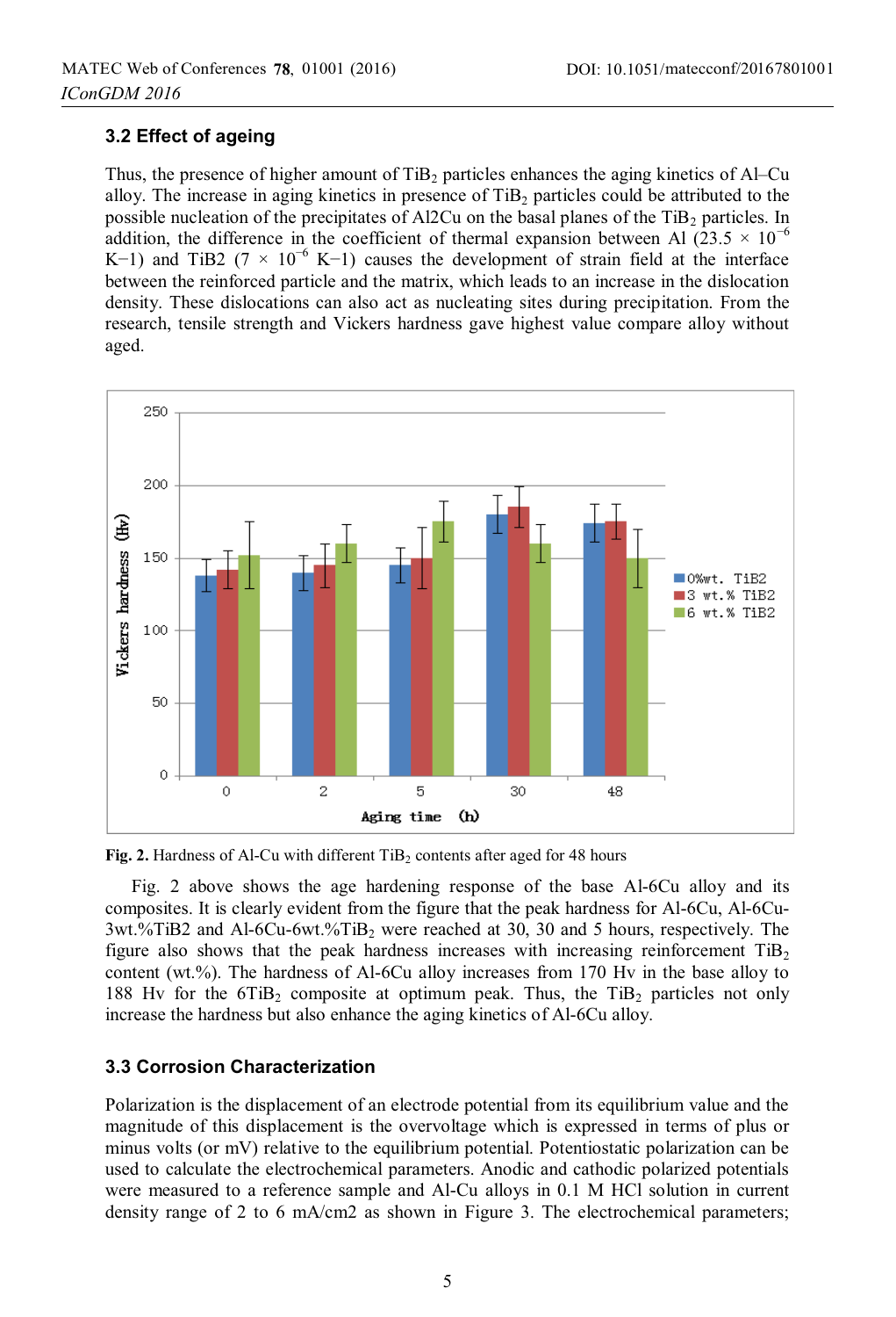### 3.2 Effect of ageing

Thus, the presence of higher amount of $TiB_2$ particles enhances the aging kinetics of Al–Cu alloy. The increase in aging kinetics in presence of $TiB_2$ particles could be attributed to the possible nucleation of the precipitates of Al2Cu on the basal planes of the $TiB_2$ particles. In addition, the difference in the coefficient of thermal expansion between Al ($23.5 \times 10^{-6}$ K−1) and TiB2 ($7 \times 10^{-6}$ K−1) causes the development of strain field at the interface between the reinforced particle and the matrix, which leads to an increase in the dislocation density. These dislocations can also act as nucleating sites during precipitation. From the research, tensile strength and Vickers hardness gave highest value compare alloy without aged.

**Fig. 2.** Hardness of Al-Cu with different $TiB_2$ contents after aged for 48 hours

Fig. 2 above shows the age hardening response of the base Al-6Cu alloy and its composites. It is clearly evident from the figure that the peak hardness for Al-6Cu, Al-6Cu-3wt.%TiB2 and Al-6Cu-6wt.%$TiB_2$ were reached at 30, 30 and 5 hours, respectively. The figure also shows that the peak hardness increases with increasing reinforcement $TiB_2$ content (wt.%). The hardness of Al-6Cu alloy increases from 170 Hv in the base alloy to 188 Hv for the 6$TiB_2$ composite at optimum peak. Thus, the $TiB_2$ particles not only increase the hardness but also enhance the aging kinetics of Al-6Cu alloy.

### 3.3 Corrosion Characterization

Polarization is the displacement of an electrode potential from its equilibrium value and the magnitude of this displacement is the overvoltage which is expressed in terms of plus or minus volts (or mV) relative to the equilibrium potential. Potentiostatic polarization can be used to calculate the electrochemical parameters. Anodic and cathodic polarized potentials were measured to a reference sample and Al-Cu alloys in 0.1 M HCl solution in current density range of 2 to 6 mA/cm2 as shown in Figure 3. The electrochemical parameters;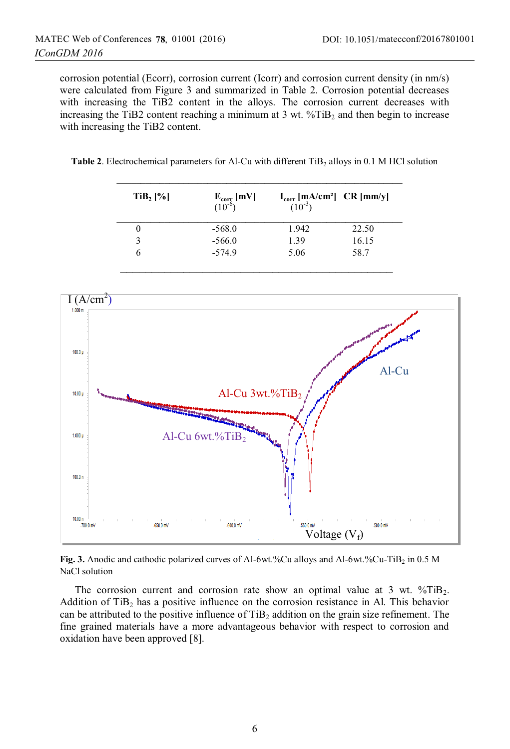corrosion potential (Ecorr), corrosion current (Icorr) and corrosion current density (in nm/s) were calculated from Figure 3 and summarized in Table 2. Corrosion potential decreases with increasing the TiB2 content in the alloys. The corrosion current decreases with increasing the TiB2 content reaching a minimum at 3 wt. %$TiB_2$ and then begin to increase with increasing the TiB2 content.

**Table 2**. Electrochemical parameters for Al-Cu with different $TiB_2$ alloys in 0.1 M HCl solution

| $TiB_2$ [%] | $E_{corr}$ [mV] ($10^{-6}$) | $I_{corr}$ [mA/cm²] ($10^{-3}$) | CR [mm/y] |
|---|---|---|---|
| 0 | -568.0 | 1.942 | 22.50 |
| 3 | -566.0 | 1.39 | 16.15 |
| 6 | -574.9 | 5.06 | 58.7 |

**Fig. 3.** Anodic and cathodic polarized curves of Al-6wt.%Cu alloys and Al-6wt.%Cu-$TiB_2$ in 0.5 M NaCl solution

The corrosion current and corrosion rate show an optimal value at 3 wt. %$TiB_2$. Addition of $TiB_2$ has a positive influence on the corrosion resistance in Al. This behavior can be attributed to the positive influence of $TiB_2$ addition on the grain size refinement. The fine grained materials have a more advantageous behavior with respect to corrosion and oxidation have been approved [8].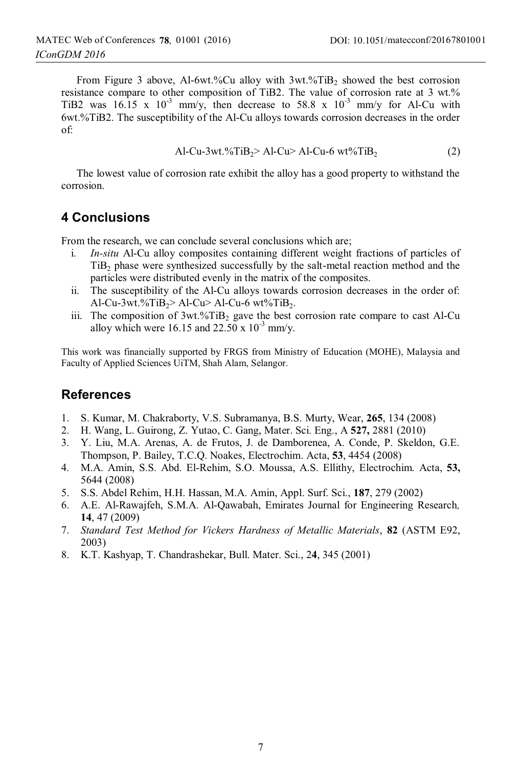From Figure 3 above, Al-6wt.%Cu alloy with 3wt.%$TiB_2$ showed the best corrosion resistance compare to other composition of TiB2. The value of corrosion rate at 3 wt.% TiB2 was 16.15 x $10^{-3}$ mm/y, then decrease to 58.8 x $10^{-3}$ mm/y for Al-Cu with 6wt.%TiB2. The susceptibility of the Al-Cu alloys towards corrosion decreases in the order of:

$$\text{Al-Cu-3wt.\%TiB}_2 > \text{Al-Cu} > \text{Al-Cu-6 wt\%TiB}_2 \qquad (2)$$

The lowest value of corrosion rate exhibit the alloy has a good property to withstand the corrosion.

## 4 Conclusions

From the research, we can conclude several conclusions which are;

i. *In-situ* Al-Cu alloy composites containing different weight fractions of particles of $TiB_2$ phase were synthesized successfully by the salt-metal reaction method and the particles were distributed evenly in the matrix of the composites.
ii. The susceptibility of the Al-Cu alloys towards corrosion decreases in the order of: Al-Cu-3wt.%$TiB_2$> Al-Cu> Al-Cu-6 wt%$TiB_2$.
iii. The composition of 3wt.%$TiB_2$ gave the best corrosion rate compare to cast Al-Cu alloy which were 16.15 and 22.50 x $10^{-3}$ mm/y.

This work was financially supported by FRGS from Ministry of Education (MOHE), Malaysia and Faculty of Applied Sciences UiTM, Shah Alam, Selangor.

## References

1. S. Kumar, M. Chakraborty, V.S. Subramanya, B.S. Murty, Wear, **265**, 134 (2008)
2. H. Wang, L. Guirong, Z. Yutao, C. Gang, Mater. Sci. Eng., A **527,** 2881 (2010)
3. Y. Liu, M.A. Arenas, A. de Frutos, J. de Damborenea, A. Conde, P. Skeldon, G.E. Thompson, P. Bailey, T.C.Q. Noakes, Electrochim. Acta, **53**, 4454 (2008)
4. M.A. Amin, S.S. Abd. El-Rehim, S.O. Moussa, A.S. Ellithy, Electrochim. Acta, **53,** 5644 (2008)
5. S.S. Abdel Rehim, H.H. Hassan, M.A. Amin, Appl. Surf. Sci., **187**, 279 (2002)
6. A.E. Al-Rawajfeh, S.M.A. Al-Qawabah, Emirates Journal for Engineering Research*,* **14**, 47 (2009)
7. *Standard Test Method for Vickers Hardness of Metallic Materials*, **82** (ASTM E92, 2003)
8. K.T. Kashyap, T. Chandrashekar, Bull. Mater. Sci., 2**4**, 345 (2001)